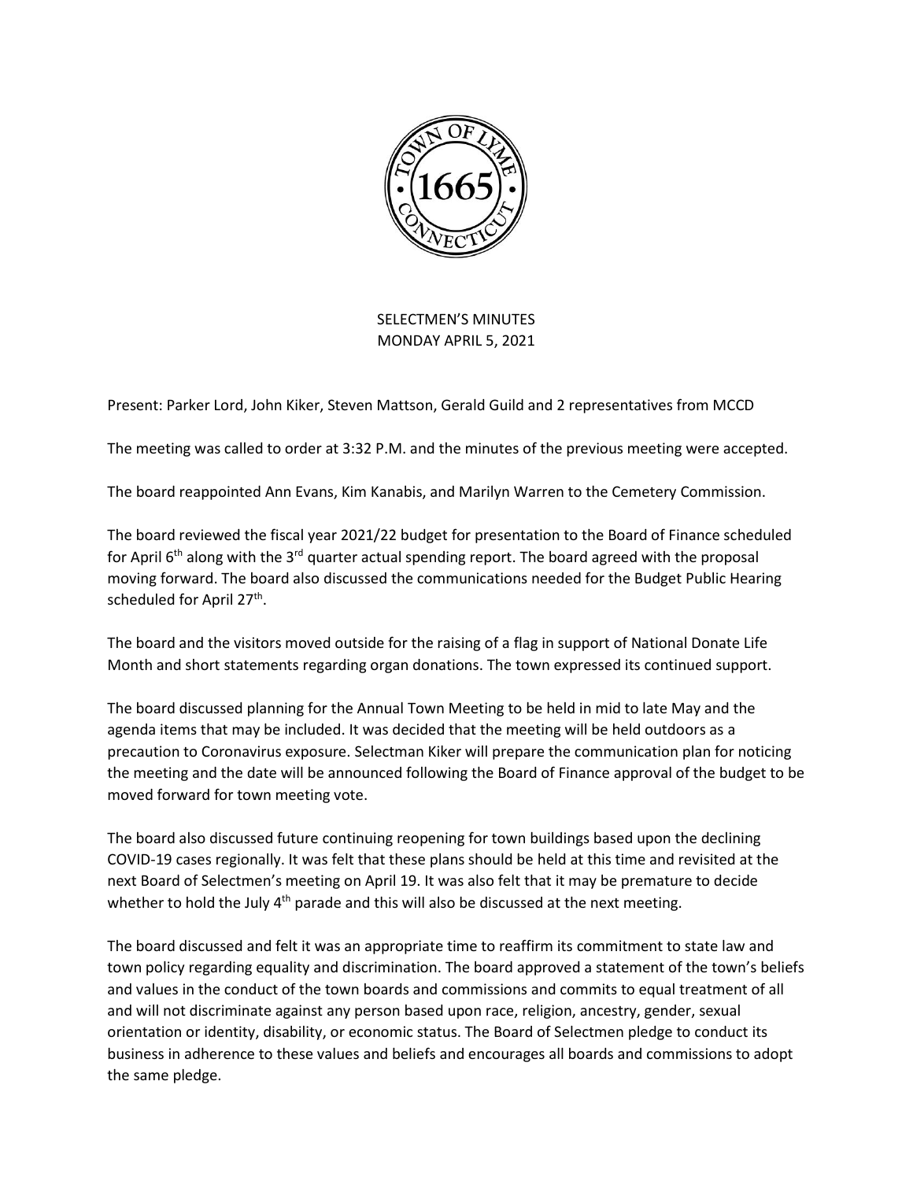# SELECTMEN'S MINUTES
## MONDAY APRIL 5, 2021

Present: Parker Lord, John Kiker, Steven Mattson, Gerald Guild and 2 representatives from MCCD

The meeting was called to order at 3:32 P.M. and the minutes of the previous meeting were accepted.

The board reappointed Ann Evans, Kim Kanabis, and Marilyn Warren to the Cemetery Commission.

The board reviewed the fiscal year 2021/22 budget for presentation to the Board of Finance scheduled for April 6th along with the 3rd quarter actual spending report. The board agreed with the proposal moving forward. The board also discussed the communications needed for the Budget Public Hearing scheduled for April 27th.

The board and the visitors moved outside for the raising of a flag in support of National Donate Life Month and short statements regarding organ donations. The town expressed its continued support.

The board discussed planning for the Annual Town Meeting to be held in mid to late May and the agenda items that may be included. It was decided that the meeting will be held outdoors as a precaution to Coronavirus exposure. Selectman Kiker will prepare the communication plan for noticing the meeting and the date will be announced following the Board of Finance approval of the budget to be moved forward for town meeting vote.

The board also discussed future continuing reopening for town buildings based upon the declining COVID-19 cases regionally. It was felt that these plans should be held at this time and revisited at the next Board of Selectmen's meeting on April 19. It was also felt that it may be premature to decide whether to hold the July 4th parade and this will also be discussed at the next meeting.

The board discussed and felt it was an appropriate time to reaffirm its commitment to state law and town policy regarding equality and discrimination. The board approved a statement of the town's beliefs and values in the conduct of the town boards and commissions and commits to equal treatment of all and will not discriminate against any person based upon race, religion, ancestry, gender, sexual orientation or identity, disability, or economic status. The Board of Selectmen pledge to conduct its business in adherence to these values and beliefs and encourages all boards and commissions to adopt the same pledge.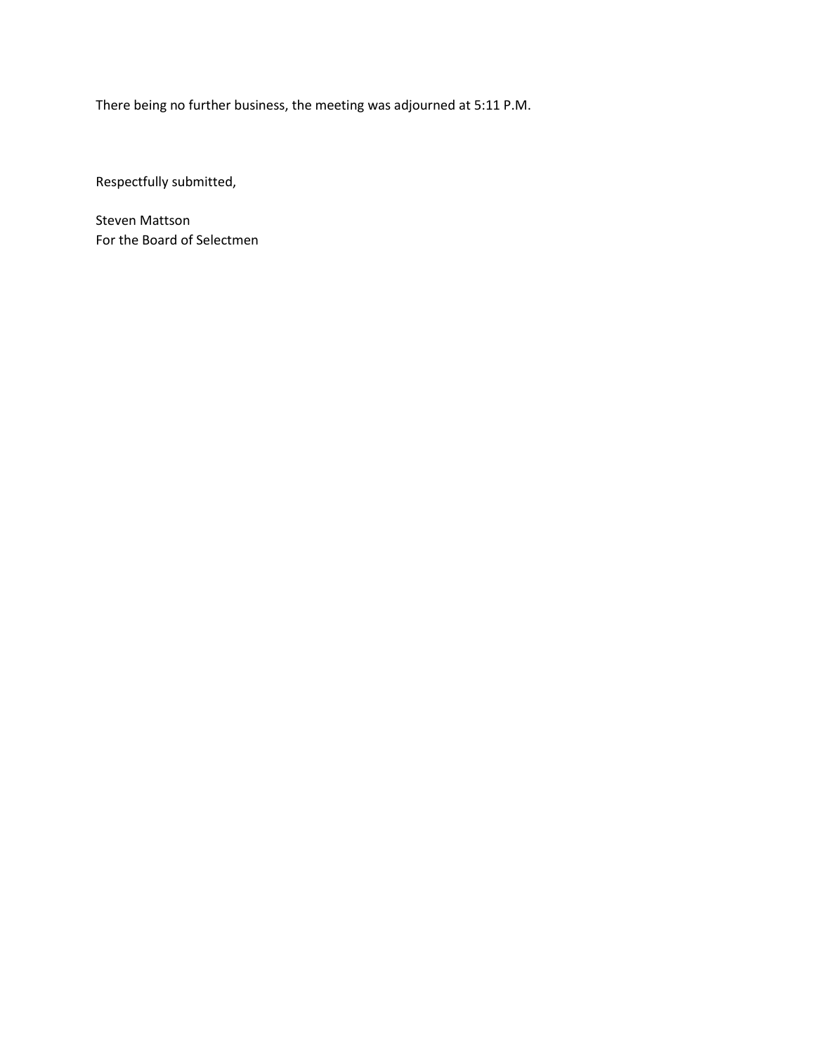There being no further business, the meeting was adjourned at 5:11 P.M.

Respectfully submitted,

Steven Mattson  
For the Board of Selectmen